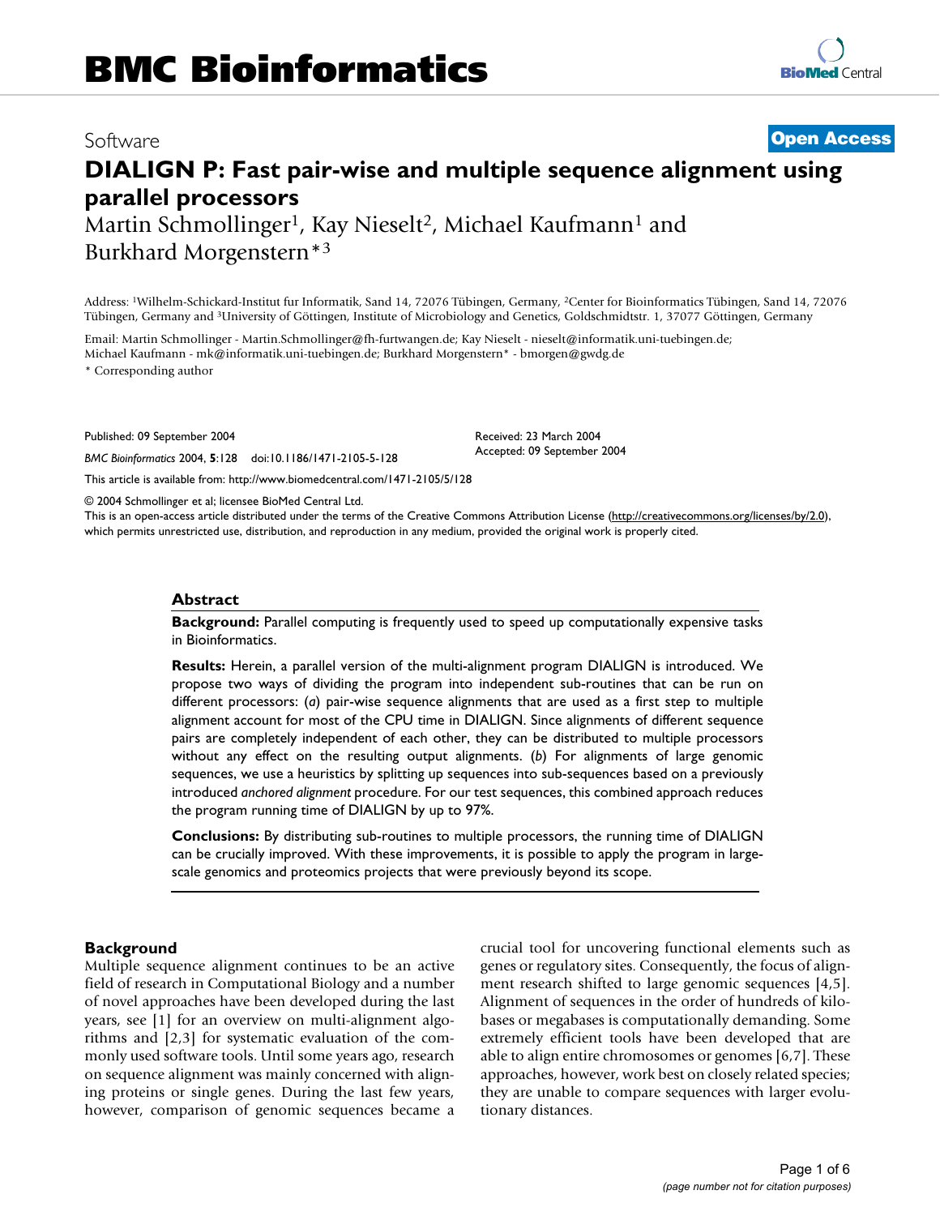BMC Bioinformatics

Software

Open Access

# DIALIGN P: Fast pair-wise and multiple sequence alignment using parallel processors

Martin Schmollinger[1], Kay Nieselt[2], Michael Kaufmann[1] and Burkhard Morgenstern*[3]

Address: [1]Wilhelm-Schickard-Institut fur Informatik, Sand 14, 72076 Tübingen, Germany, [2]Center for Bioinformatics Tübingen, Sand 14, 72076 Tübingen, Germany and [3]University of Göttingen, Institute of Microbiology and Genetics, Goldschmidtstr. 1, 37077 Göttingen, Germany

Email: Martin Schmollinger - Martin.Schmollinger@fh-furtwangen.de; Kay Nieselt - nieselt@informatik.uni-tuebingen.de; Michael Kaufmann - mk@informatik.uni-tuebingen.de; Burkhard Morgenstern* - bmorgen@gwdg.de

* Corresponding author

Published: 09 September 2004

*BMC Bioinformatics* 2004, **5**:128 doi:10.1186/1471-2105-5-128

Received: 23 March 2004

Accepted: 09 September 2004

This article is available from: http://www.biomedcentral.com/1471-2105/5/128

© 2004 Schmollinger et al; licensee BioMed Central Ltd.

This is an open-access article distributed under the terms of the Creative Commons Attribution License (http://creativecommons.org/licenses/by/2.0), which permits unrestricted use, distribution, and reproduction in any medium, provided the original work is properly cited.

## Abstract

**Background:** Parallel computing is frequently used to speed up computationally expensive tasks in Bioinformatics.

**Results:** Herein, a parallel version of the multi-alignment program DIALIGN is introduced. We propose two ways of dividing the program into independent sub-routines that can be run on different processors: (*a*) pair-wise sequence alignments that are used as a first step to multiple alignment account for most of the CPU time in DIALIGN. Since alignments of different sequence pairs are completely independent of each other, they can be distributed to multiple processors without any effect on the resulting output alignments. (*b*) For alignments of large genomic sequences, we use a heuristics by splitting up sequences into sub-sequences based on a previously introduced *anchored alignment* procedure. For our test sequences, this combined approach reduces the program running time of DIALIGN by up to 97%.

**Conclusions:** By distributing sub-routines to multiple processors, the running time of DIALIGN can be crucially improved. With these improvements, it is possible to apply the program in large-scale genomics and proteomics projects that were previously beyond its scope.

## Background

Multiple sequence alignment continues to be an active field of research in Computational Biology and a number of novel approaches have been developed during the last years, see [1] for an overview on multi-alignment algorithms and [2,3] for systematic evaluation of the commonly used software tools. Until some years ago, research on sequence alignment was mainly concerned with aligning proteins or single genes. During the last few years, however, comparison of genomic sequences became a crucial tool for uncovering functional elements such as genes or regulatory sites. Consequently, the focus of alignment research shifted to large genomic sequences [4,5]. Alignment of sequences in the order of hundreds of kilobases or megabases is computationally demanding. Some extremely efficient tools have been developed that are able to align entire chromosomes or genomes [6,7]. These approaches, however, work best on closely related species; they are unable to compare sequences with larger evolutionary distances.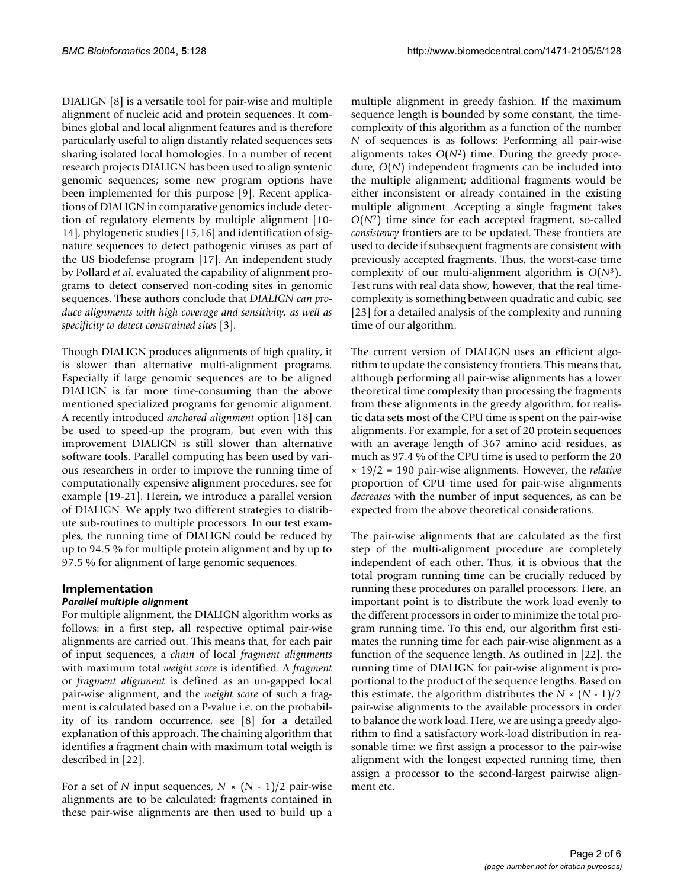DIALIGN [8] is a versatile tool for pair-wise and multiple alignment of nucleic acid and protein sequences. It combines global and local alignment features and is therefore particularly useful to align distantly related sequences sets sharing isolated local homologies. In a number of recent research projects DIALIGN has been used to align syntenic genomic sequences; some new program options have been implemented for this purpose [9]. Recent applications of DIALIGN in comparative genomics include detection of regulatory elements by multiple alignment [10-14], phylogenetic studies [15,16] and identification of signature sequences to detect pathogenic viruses as part of the US biodefense program [17]. An independent study by Pollard *et al*. evaluated the capability of alignment programs to detect conserved non-coding sites in genomic sequences. These authors conclude that *DIALIGN can produce alignments with high coverage and sensitivity, as well as specificity to detect constrained sites* [3].

Though DIALIGN produces alignments of high quality, it is slower than alternative multi-alignment programs. Especially if large genomic sequences are to be aligned DIALIGN is far more time-consuming than the above mentioned specialized programs for genomic alignment. A recently introduced *anchored alignment* option [18] can be used to speed-up the program, but even with this improvement DIALIGN is still slower than alternative software tools. Parallel computing has been used by various researchers in order to improve the running time of computationally expensive alignment procedures, see for example [19-21]. Herein, we introduce a parallel version of DIALIGN. We apply two different strategies to distribute sub-routines to multiple processors. In our test examples, the running time of DIALIGN could be reduced by up to 94.5 % for multiple protein alignment and by up to 97.5 % for alignment of large genomic sequences.

## Implementation

### *Parallel multiple alignment*

For multiple alignment, the DIALIGN algorithm works as follows: in a first step, all respective optimal pair-wise alignments are carried out. This means that, for each pair of input sequences, a *chain* of local *fragment alignments* with maximum total *weight score* is identified. A *fragment* or *fragment alignment* is defined as an un-gapped local pair-wise alignment, and the *weight score* of such a fragment is calculated based on a P-value i.e. on the probability of its random occurrence, see [8] for a detailed explanation of this approach. The chaining algorithm that identifies a fragment chain with maximum total weigth is described in [22].

For a set of $N$ input sequences, $N \times (N - 1)/2$ pair-wise alignments are to be calculated; fragments contained in these pair-wise alignments are then used to build up a multiple alignment in greedy fashion. If the maximum sequence length is bounded by some constant, the time-complexity of this algorithm as a function of the number $N$ of sequences is as follows: Performing all pair-wise alignments takes $O(N^2)$ time. During the greedy procedure, $O(N)$ independent fragments can be included into the multiple alignment; additional fragments would be either inconsistent or already contained in the existing multiple alignment. Accepting a single fragment takes $O(N^2)$ time since for each accepted fragment, so-called *consistency* frontiers are to be updated. These frontiers are used to decide if subsequent fragments are consistent with previously accepted fragments. Thus, the worst-case time complexity of our multi-alignment algorithm is $O(N^3)$. Test runs with real data show, however, that the real time-complexity is something between quadratic and cubic, see [23] for a detailed analysis of the complexity and running time of our algorithm.

The current version of DIALIGN uses an efficient algorithm to update the consistency frontiers. This means that, although performing all pair-wise alignments has a lower theoretical time complexity than processing the fragments from these alignments in the greedy algorithm, for realistic data sets most of the CPU time is spent on the pair-wise alignments. For example, for a set of 20 protein sequences with an average length of 367 amino acid residues, as much as 97.4 % of the CPU time is used to perform the $20 \times 19/2 = 190$ pair-wise alignments. However, the *relative* proportion of CPU time used for pair-wise alignments *decreases* with the number of input sequences, as can be expected from the above theoretical considerations.

The pair-wise alignments that are calculated as the first step of the multi-alignment procedure are completely independent of each other. Thus, it is obvious that the total program running time can be crucially reduced by running these procedures on parallel processors. Here, an important point is to distribute the work load evenly to the different processors in order to minimize the total program running time. To this end, our algorithm first estimates the running time for each pair-wise alignment as a function of the sequence length. As outlined in [22], the running time of DIALIGN for pair-wise alignment is proportional to the product of the sequence lengths. Based on this estimate, the algorithm distributes the $N \times (N - 1)/2$ pair-wise alignments to the available processors in order to balance the work load. Here, we are using a greedy algorithm to find a satisfactory work-load distribution in reasonable time: we first assign a processor to the pair-wise alignment with the longest expected running time, then assign a processor to the second-largest pairwise alignment etc.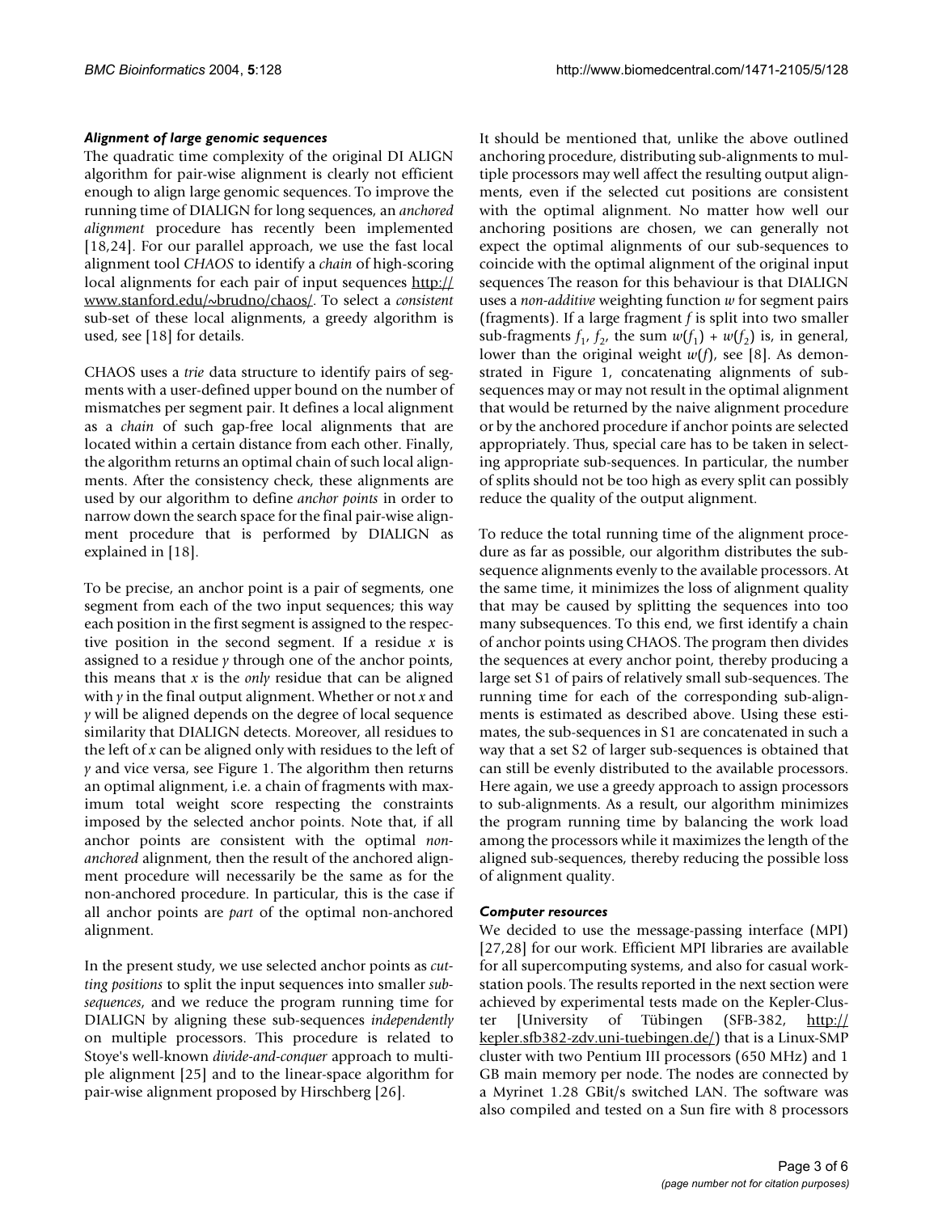### *Alignment of large genomic sequences*

The quadratic time complexity of the original DI ALIGN algorithm for pair-wise alignment is clearly not efficient enough to align large genomic sequences. To improve the running time of DIALIGN for long sequences, an *anchored alignment* procedure has recently been implemented [18,24]. For our parallel approach, we use the fast local alignment tool *CHAOS* to identify a *chain* of high-scoring local alignments for each pair of input sequences http://www.stanford.edu/~brudno/chaos/. To select a *consistent* sub-set of these local alignments, a greedy algorithm is used, see [18] for details.

CHAOS uses a *trie* data structure to identify pairs of segments with a user-defined upper bound on the number of mismatches per segment pair. It defines a local alignment as a *chain* of such gap-free local alignments that are located within a certain distance from each other. Finally, the algorithm returns an optimal chain of such local alignments. After the consistency check, these alignments are used by our algorithm to define *anchor points* in order to narrow down the search space for the final pair-wise alignment procedure that is performed by DIALIGN as explained in [18].

To be precise, an anchor point is a pair of segments, one segment from each of the two input sequences; this way each position in the first segment is assigned to the respective position in the second segment. If a residue $x$ is assigned to a residue $y$ through one of the anchor points, this means that $x$ is the *only* residue that can be aligned with $y$ in the final output alignment. Whether or not $x$ and $y$ will be aligned depends on the degree of local sequence similarity that DIALIGN detects. Moreover, all residues to the left of $x$ can be aligned only with residues to the left of $y$ and vice versa, see Figure 1. The algorithm then returns an optimal alignment, i.e. a chain of fragments with maximum total weight score respecting the constraints imposed by the selected anchor points. Note that, if all anchor points are consistent with the optimal *non-anchored* alignment, then the result of the anchored alignment procedure will necessarily be the same as for the non-anchored procedure. In particular, this is the case if all anchor points are *part* of the optimal non-anchored alignment.

In the present study, we use selected anchor points as *cutting positions* to split the input sequences into smaller *subsequences*, and we reduce the program running time for DIALIGN by aligning these sub-sequences *independently* on multiple processors. This procedure is related to Stoye's well-known *divide-and-conquer* approach to multiple alignment [25] and to the linear-space algorithm for pair-wise alignment proposed by Hirschberg [26].

It should be mentioned that, unlike the above outlined anchoring procedure, distributing sub-alignments to multiple processors may well affect the resulting output alignments, even if the selected cut positions are consistent with the optimal alignment. No matter how well our anchoring positions are chosen, we can generally not expect the optimal alignments of our sub-sequences to coincide with the optimal alignment of the original input sequences The reason for this behaviour is that DIALIGN uses a *non-additive* weighting function $w$ for segment pairs (fragments). If a large fragment $f$ is split into two smaller sub-fragments $f_1$, $f_2$, the sum $w(f_1) + w(f_2)$ is, in general, lower than the original weight $w(f)$, see [8]. As demonstrated in Figure 1, concatenating alignments of subsequences may or may not result in the optimal alignment that would be returned by the naive alignment procedure or by the anchored procedure if anchor points are selected appropriately. Thus, special care has to be taken in selecting appropriate sub-sequences. In particular, the number of splits should not be too high as every split can possibly reduce the quality of the output alignment.

To reduce the total running time of the alignment procedure as far as possible, our algorithm distributes the subsequence alignments evenly to the available processors. At the same time, it minimizes the loss of alignment quality that may be caused by splitting the sequences into too many subsequences. To this end, we first identify a chain of anchor points using CHAOS. The program then divides the sequences at every anchor point, thereby producing a large set S1 of pairs of relatively small sub-sequences. The running time for each of the corresponding sub-alignments is estimated as described above. Using these estimates, the sub-sequences in S1 are concatenated in such a way that a set S2 of larger sub-sequences is obtained that can still be evenly distributed to the available processors. Here again, we use a greedy approach to assign processors to sub-alignments. As a result, our algorithm minimizes the program running time by balancing the work load among the processors while it maximizes the length of the aligned sub-sequences, thereby reducing the possible loss of alignment quality.

### *Computer resources*

We decided to use the message-passing interface (MPI) [27,28] for our work. Efficient MPI libraries are available for all supercomputing systems, and also for casual workstation pools. The results reported in the next section were achieved by experimental tests made on the Kepler-Cluster [University of Tübingen (SFB-382, http://kepler.sfb382-zdv.uni-tuebingen.de/) that is a Linux-SMP cluster with two Pentium III processors (650 MHz) and 1 GB main memory per node. The nodes are connected by a Myrinet 1.28 GBit/s switched LAN. The software was also compiled and tested on a Sun fire with 8 processors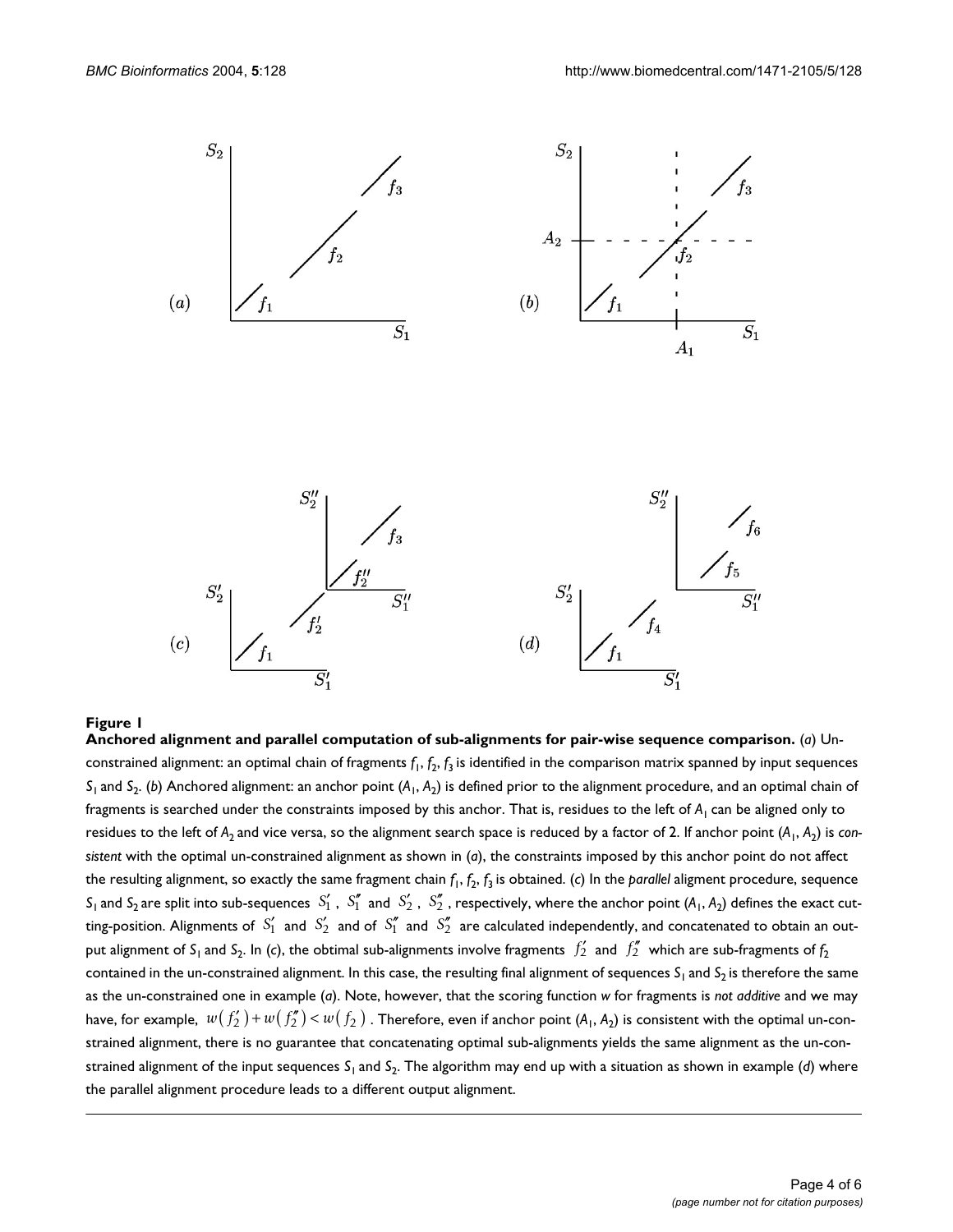**Figure 1**

**Anchored alignment and parallel computation of sub-alignments for pair-wise sequence comparison.** (*a*) Un-constrained alignment: an optimal chain of fragments $f_1$, $f_2$, $f_3$ is identified in the comparison matrix spanned by input sequences $S_1$ and $S_2$. (*b*) Anchored alignment: an anchor point ($A_1$, $A_2$) is defined prior to the alignment procedure, and an optimal chain of fragments is searched under the constraints imposed by this anchor. That is, residues to the left of $A_1$ can be aligned only to residues to the left of $A_2$ and vice versa, so the alignment search space is reduced by a factor of 2. If anchor point ($A_1$, $A_2$) is *consistent* with the optimal un-constrained alignment as shown in (*a*), the constraints imposed by this anchor point do not affect the resulting alignment, so exactly the same fragment chain $f_1$, $f_2$, $f_3$ is obtained. (*c*) In the *parallel* aligment procedure, sequence $S_1$ and $S_2$ are split into sub-sequences $S_1'$, $S_1''$ and $S_2'$, $S_2''$, respectively, where the anchor point ($A_1$, $A_2$) defines the exact cutting-position. Alignments of $S_1'$ and $S_2'$ and of $S_1''$ and $S_2''$ are calculated independently, and concatenated to obtain an output alignment of $S_1$ and $S_2$. In (*c*), the obtimal sub-alignments involve fragments $f_2'$ and $f_2''$ which are sub-fragments of $f_2$ contained in the un-constrained alignment. In this case, the resulting final alignment of sequences $S_1$ and $S_2$ is therefore the same as the un-constrained one in example (*a*). Note, however, that the scoring function *w* for fragments is *not additive* and we may have, for example, $w(f_2') + w(f_2'') < w(f_2)$. Therefore, even if anchor point ($A_1$, $A_2$) is consistent with the optimal un-constrained alignment, there is no guarantee that concatenating optimal sub-alignments yields the same alignment as the un-constrained alignment of the input sequences $S_1$ and $S_2$. The algorithm may end up with a situation as shown in example (*d*) where the parallel alignment procedure leads to a different output alignment.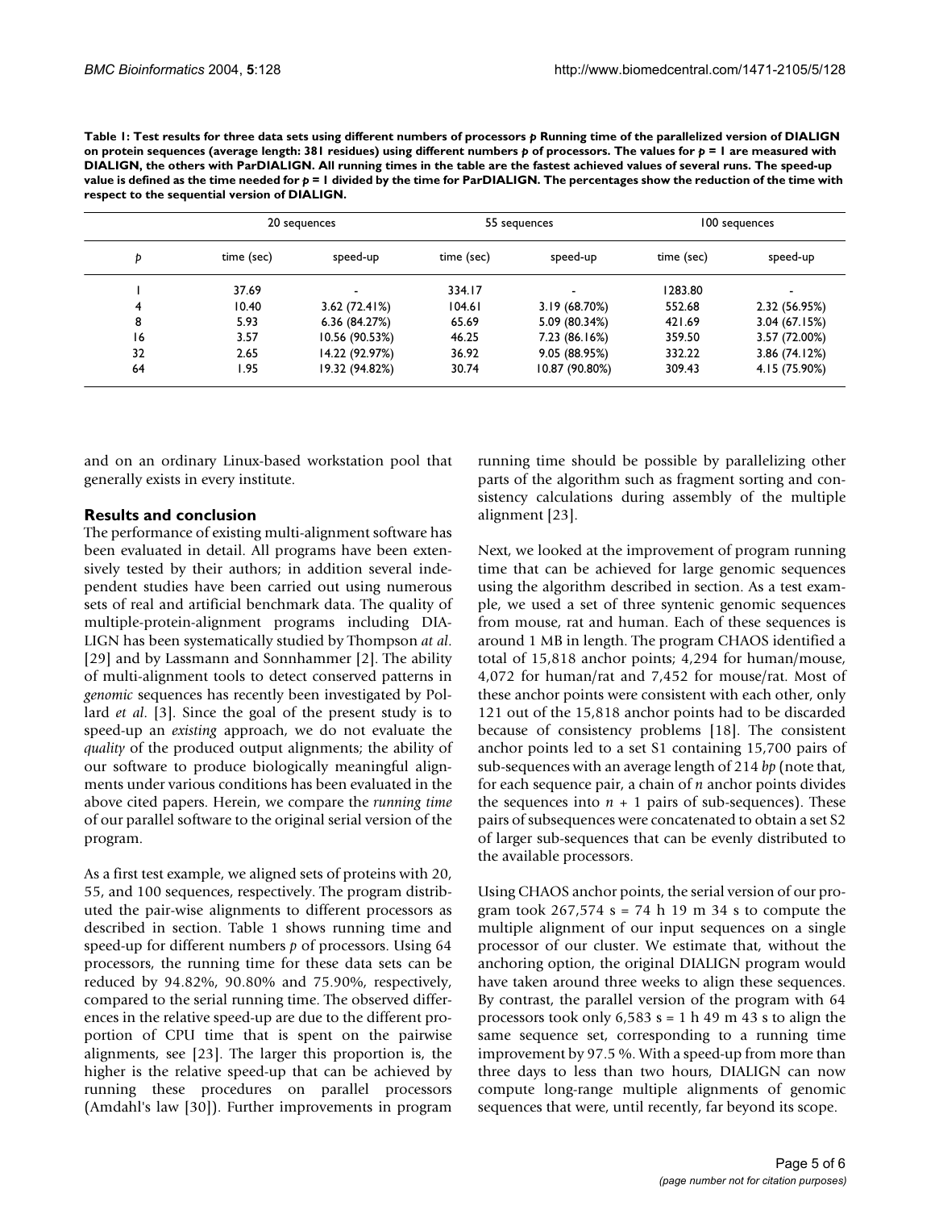**Table 1: Test results for three data sets using different numbers of processors *p* Running time of the parallelized version of DIALIGN on protein sequences (average length: 381 residues) using different numbers *p* of processors. The values for *p* = 1 are measured with DIALIGN, the others with ParDIALIGN. All running times in the table are the fastest achieved values of several runs. The speed-up value is defined as the time needed for *p* = 1 divided by the time for ParDIALIGN. The percentages show the reduction of the time with respect to the sequential version of DIALIGN.**

| | 20 sequences | | 55 sequences | | 100 sequences | |
|---|---|---|---|---|---|---|
| *p* | time (sec) | speed-up | time (sec) | speed-up | time (sec) | speed-up |
| 1 | 37.69 | - | 334.17 | - | 1283.80 | - |
| 4 | 10.40 | 3.62 (72.41%) | 104.61 | 3.19 (68.70%) | 552.68 | 2.32 (56.95%) |
| 8 | 5.93 | 6.36 (84.27%) | 65.69 | 5.09 (80.34%) | 421.69 | 3.04 (67.15%) |
| 16 | 3.57 | 10.56 (90.53%) | 46.25 | 7.23 (86.16%) | 359.50 | 3.57 (72.00%) |
| 32 | 2.65 | 14.22 (92.97%) | 36.92 | 9.05 (88.95%) | 332.22 | 3.86 (74.12%) |
| 64 | 1.95 | 19.32 (94.82%) | 30.74 | 10.87 (90.80%) | 309.43 | 4.15 (75.90%) |

and on an ordinary Linux-based workstation pool that generally exists in every institute.

## Results and conclusion

The performance of existing multi-alignment software has been evaluated in detail. All programs have been extensively tested by their authors; in addition several independent studies have been carried out using numerous sets of real and artificial benchmark data. The quality of multiple-protein-alignment programs including DIALIGN has been systematically studied by Thompson *at al*. [29] and by Lassmann and Sonnhammer [2]. The ability of multi-alignment tools to detect conserved patterns in *genomic* sequences has recently been investigated by Pollard *et al*. [3]. Since the goal of the present study is to speed-up an *existing* approach, we do not evaluate the *quality* of the produced output alignments; the ability of our software to produce biologically meaningful alignments under various conditions has been evaluated in the above cited papers. Herein, we compare the *running time* of our parallel software to the original serial version of the program.

As a first test example, we aligned sets of proteins with 20, 55, and 100 sequences, respectively. The program distributed the pair-wise alignments to different processors as described in section. Table 1 shows running time and speed-up for different numbers *p* of processors. Using 64 processors, the running time for these data sets can be reduced by 94.82%, 90.80% and 75.90%, respectively, compared to the serial running time. The observed differences in the relative speed-up are due to the different proportion of CPU time that is spent on the pairwise alignments, see [23]. The larger this proportion is, the higher is the relative speed-up that can be achieved by running these procedures on parallel processors (Amdahl's law [30]). Further improvements in program running time should be possible by parallelizing other parts of the algorithm such as fragment sorting and consistency calculations during assembly of the multiple alignment [23].

Next, we looked at the improvement of program running time that can be achieved for large genomic sequences using the algorithm described in section. As a test example, we used a set of three syntenic genomic sequences from mouse, rat and human. Each of these sequences is around 1 MB in length. The program CHAOS identified a total of 15,818 anchor points; 4,294 for human/mouse, 4,072 for human/rat and 7,452 for mouse/rat. Most of these anchor points were consistent with each other, only 121 out of the 15,818 anchor points had to be discarded because of consistency problems [18]. The consistent anchor points led to a set S1 containing 15,700 pairs of sub-sequences with an average length of 214 *bp* (note that, for each sequence pair, a chain of *n* anchor points divides the sequences into $n + 1$ pairs of sub-sequences). These pairs of subsequences were concatenated to obtain a set S2 of larger sub-sequences that can be evenly distributed to the available processors.

Using CHAOS anchor points, the serial version of our program took 267,574 s = 74 h 19 m 34 s to compute the multiple alignment of our input sequences on a single processor of our cluster. We estimate that, without the anchoring option, the original DIALIGN program would have taken around three weeks to align these sequences. By contrast, the parallel version of the program with 64 processors took only 6,583 s = 1 h 49 m 43 s to align the same sequence set, corresponding to a running time improvement by 97.5 %. With a speed-up from more than three days to less than two hours, DIALIGN can now compute long-range multiple alignments of genomic sequences that were, until recently, far beyond its scope.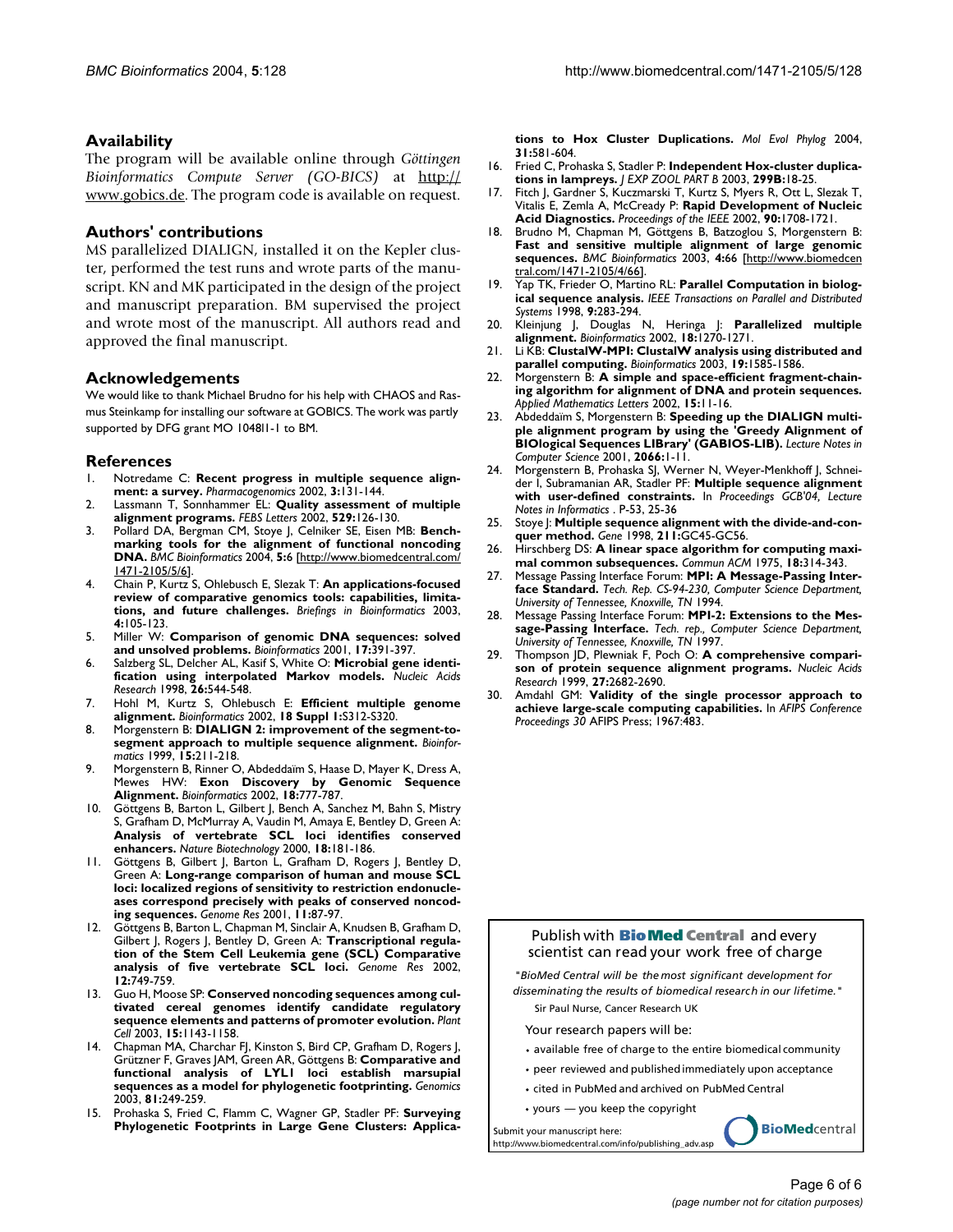## Availability

The program will be available online through *Göttingen Bioinformatics Compute Server (GO-BICS)* at http://www.gobics.de. The program code is available on request.

## Authors' contributions

MS parallelized DIALIGN, installed it on the Kepler cluster, performed the test runs and wrote parts of the manuscript. KN and MK participated in the design of the project and manuscript preparation. BM supervised the project and wrote most of the manuscript. All authors read and approved the final manuscript.

## Acknowledgements

We would like to thank Michael Brudno for his help with CHAOS and Rasmus Steinkamp for installing our software at GOBICS. The work was partly supported by DFG grant MO 1048I1-1 to BM.

## References

1. Notredame C: **Recent progress in multiple sequence alignment: a survey.** *Pharmacogenomics* 2002, **3:**131-144.
2. Lassmann T, Sonnhammer EL: **Quality assessment of multiple alignment programs.** *FEBS Letters* 2002, **529:**126-130.
3. Pollard DA, Bergman CM, Stoye J, Celniker SE, Eisen MB: **Benchmarking tools for the alignment of functional noncoding DNA.** *BMC Bioinformatics* 2004, **5:**6 [http://www.biomedcentral.com/1471-2105/5/6].
4. Chain P, Kurtz S, Ohlebusch E, Slezak T: **An applications-focused review of comparative genomics tools: capabilities, limitations, and future challenges.** *Briefings in Bioinformatics* 2003, **4:**105-123.
5. Miller W: **Comparison of genomic DNA sequences: solved and unsolved problems.** *Bioinformatics* 2001, **17:**391-397.
6. Salzberg SL, Delcher AL, Kasif S, White O: **Microbial gene identification using interpolated Markov models.** *Nucleic Acids Research* 1998, **26:**544-548.
7. Hohl M, Kurtz S, Ohlebusch E: **Efficient multiple genome alignment.** *Bioinformatics* 2002, **18 Suppl 1:**S312-S320.
8. Morgenstern B: **DIALIGN 2: improvement of the segment-to-segment approach to multiple sequence alignment.** *Bioinformatics* 1999, **15:**211-218.
9. Morgenstern B, Rinner O, Abdeddaïm S, Haase D, Mayer K, Dress A, Mewes HW: **Exon Discovery by Genomic Sequence Alignment.** *Bioinformatics* 2002, **18:**777-787.
10. Göttgens B, Barton L, Gilbert J, Bench A, Sanchez M, Bahn S, Mistry S, Grafham D, McMurray A, Vaudin M, Amaya E, Bentley D, Green A: **Analysis of vertebrate SCL loci identifies conserved enhancers.** *Nature Biotechnology* 2000, **18:**181-186.
11. Göttgens B, Gilbert J, Barton L, Grafham D, Rogers J, Bentley D, Green A: **Long-range comparison of human and mouse SCL loci: localized regions of sensitivity to restriction endonucleases correspond precisely with peaks of conserved noncoding sequences.** *Genome Res* 2001, **11:**87-97.
12. Göttgens B, Barton L, Chapman M, Sinclair A, Knudsen B, Grafham D, Gilbert J, Rogers J, Bentley D, Green A: **Transcriptional regulation of the Stem Cell Leukemia gene (SCL) Comparative analysis of five vertebrate SCL loci.** *Genome Res* 2002, **12:**749-759.
13. Guo H, Moose SP: **Conserved noncoding sequences among cultivated cereal genomes identify candidate regulatory sequence elements and patterns of promoter evolution.** *Plant Cell* 2003, **15:**1143-1158.
14. Chapman MA, Charchar FJ, Kinston S, Bird CP, Grafham D, Rogers J, Grützner F, Graves JAM, Green AR, Göttgens B: **Comparative and functional analysis of LYL1 loci establish marsupial sequences as a model for phylogenetic footprinting.** *Genomics* 2003, **81:**249-259.
15. Prohaska S, Fried C, Flamm C, Wagner GP, Stadler PF: **Surveying Phylogenetic Footprints in Large Gene Clusters: Applications to Hox Cluster Duplications.** *Mol Evol Phylog* 2004, **31:**581-604.
16. Fried C, Prohaska S, Stadler P: **Independent Hox-cluster duplications in lampreys.** *J EXP ZOOL PART B* 2003, **299B:**18-25.
17. Fitch J, Gardner S, Kuczmarski T, Kurtz S, Myers R, Ott L, Slezak T, Vitalis E, Zemla A, McCready P: **Rapid Development of Nucleic Acid Diagnostics.** *Proceedings of the IEEE* 2002, **90:**1708-1721.
18. Brudno M, Chapman M, Göttgens B, Batzoglou S, Morgenstern B: **Fast and sensitive multiple alignment of large genomic sequences.** *BMC Bioinformatics* 2003, **4:**66 [http://www.biomedcentral.com/1471-2105/4/66].
19. Yap TK, Frieder O, Martino RL: **Parallel Computation in biological sequence analysis.** *IEEE Transactions on Parallel and Distributed Systems* 1998, **9:**283-294.
20. Kleinjung J, Douglas N, Heringa J: **Parallelized multiple alignment.** *Bioinformatics* 2002, **18:**1270-1271.
21. Li KB: **ClustalW-MPI: ClustalW analysis using distributed and parallel computing.** *Bioinformatics* 2003, **19:**1585-1586.
22. Morgenstern B: **A simple and space-efficient fragment-chaining algorithm for alignment of DNA and protein sequences.** *Applied Mathematics Letters* 2002, **15:**11-16.
23. Abdeddaïm S, Morgenstern B: **Speeding up the DIALIGN multiple alignment program by using the 'Greedy Alignment of BIOlogical Sequences LIBrary' (GABIOS-LIB).** *Lecture Notes in Computer Science* 2001, **2066:**1-11.
24. Morgenstern B, Prohaska SJ, Werner N, Weyer-Menkhoff J, Schneider I, Subramanian AR, Stadler PF: **Multiple sequence alignment with user-defined constraints.** In *Proceedings GCB'04, Lecture Notes in Informatics* . P-53, 25-36
25. Stoye J: **Multiple sequence alignment with the divide-and-conquer method.** *Gene* 1998, **211:**GC45-GC56.
26. Hirschberg DS: **A linear space algorithm for computing maximal common subsequences.** *Commun ACM* 1975, **18:**314-343.
27. Message Passing Interface Forum: **MPI: A Message-Passing Interface Standard.** *Tech. Rep. CS-94-230, Computer Science Department, University of Tennessee, Knoxville, TN* 1994.
28. Message Passing Interface Forum: **MPI-2: Extensions to the Message-Passing Interface.** *Tech. rep., Computer Science Department, University of Tennessee, Knoxville, TN* 1997.
29. Thompson JD, Plewniak F, Poch O: **A comprehensive comparison of protein sequence alignment programs.** *Nucleic Acids Research* 1999, **27:**2682-2690.
30. Amdahl GM: **Validity of the single processor approach to achieve large-scale computing capabilities.** In *AFIPS Conference Proceedings 30* AFIPS Press; 1967:483.

Publish with **BioMed Central** and every scientist can read your work free of charge

*"BioMed Central will be the most significant development for disseminating the results of biomedical research in our lifetime."*

Sir Paul Nurse, Cancer Research UK

Your research papers will be:

- available free of charge to the entire biomedical community
- peer reviewed and published immediately upon acceptance
- cited in PubMed and archived on PubMed Central
- yours — you keep the copyright

Submit your manuscript here:
http://www.biomedcentral.com/info/publishing_adv.asp

BioMedcentral